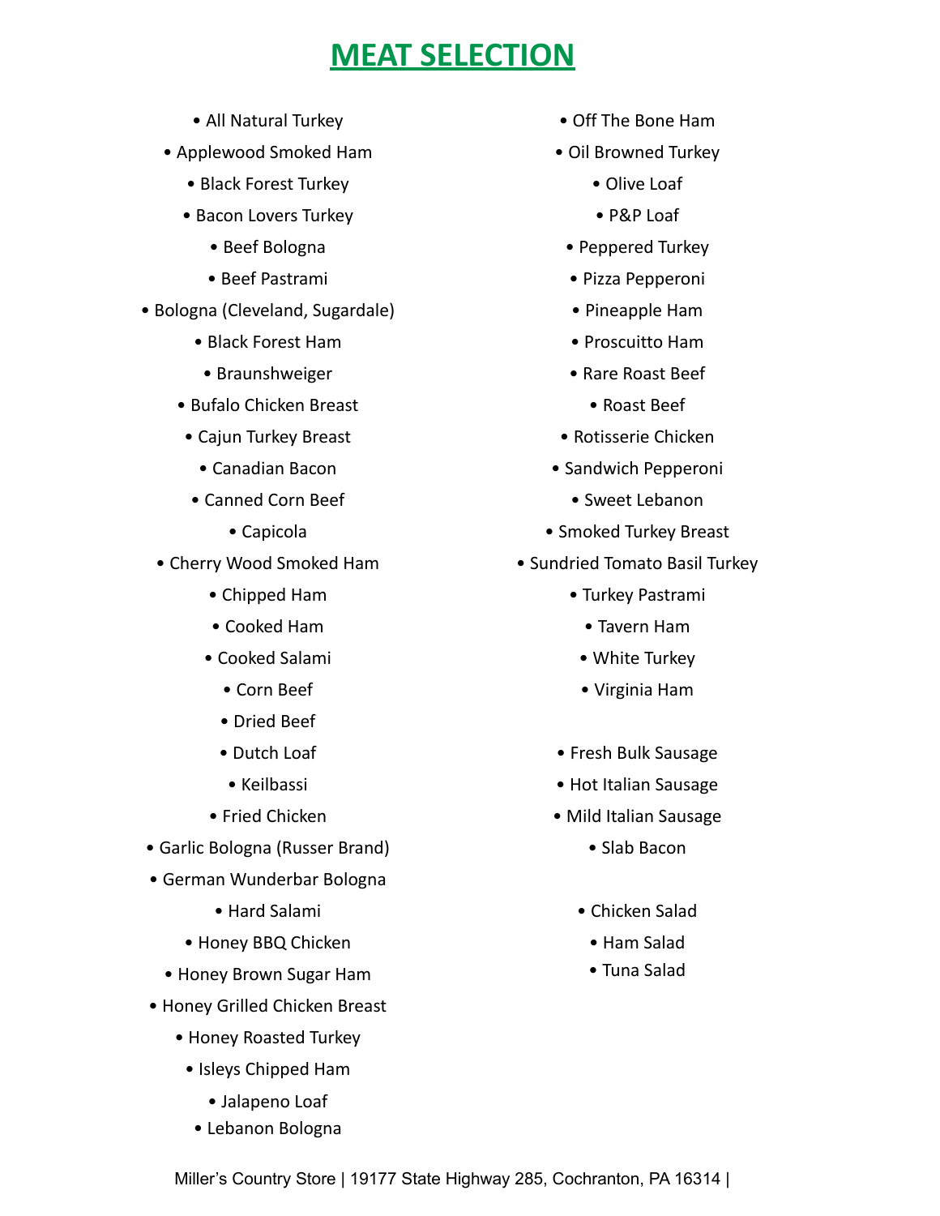# MEAT SELECTION

- All Natural Turkey
- Applewood Smoked Ham
- Black Forest Turkey
- Bacon Lovers Turkey
- Beef Bologna
- Beef Pastrami
- Bologna (Cleveland, Sugardale)
- Black Forest Ham
- Braunshweiger
- Bufalo Chicken Breast
- Cajun Turkey Breast
- Canadian Bacon
- Canned Corn Beef
- Capicola
- Cherry Wood Smoked Ham
- Chipped Ham
- Cooked Ham
- Cooked Salami
- Corn Beef
- Dried Beef
- Dutch Loaf
- Keilbassi
- Fried Chicken
- Garlic Bologna (Russer Brand)
- German Wunderbar Bologna
- Hard Salami
- Honey BBQ Chicken
- Honey Brown Sugar Ham
- Honey Grilled Chicken Breast
- Honey Roasted Turkey
- Isleys Chipped Ham
- Jalapeno Loaf
- Lebanon Bologna
- Off The Bone Ham
- Oil Browned Turkey
- Olive Loaf
- P&P Loaf
- Peppered Turkey
- Pizza Pepperoni
- Pineapple Ham
- Proscuitto Ham
- Rare Roast Beef
- Roast Beef
- Rotisserie Chicken
- Sandwich Pepperoni
- Sweet Lebanon
- Smoked Turkey Breast
- Sundried Tomato Basil Turkey
- Turkey Pastrami
- Tavern Ham
- White Turkey
- Virginia Ham

- Fresh Bulk Sausage
- Hot Italian Sausage
- Mild Italian Sausage
- Slab Bacon

- Chicken Salad
- Ham Salad
- Tuna Salad

Miller's Country Store | 19177 State Highway 285, Cochranton, PA 16314 |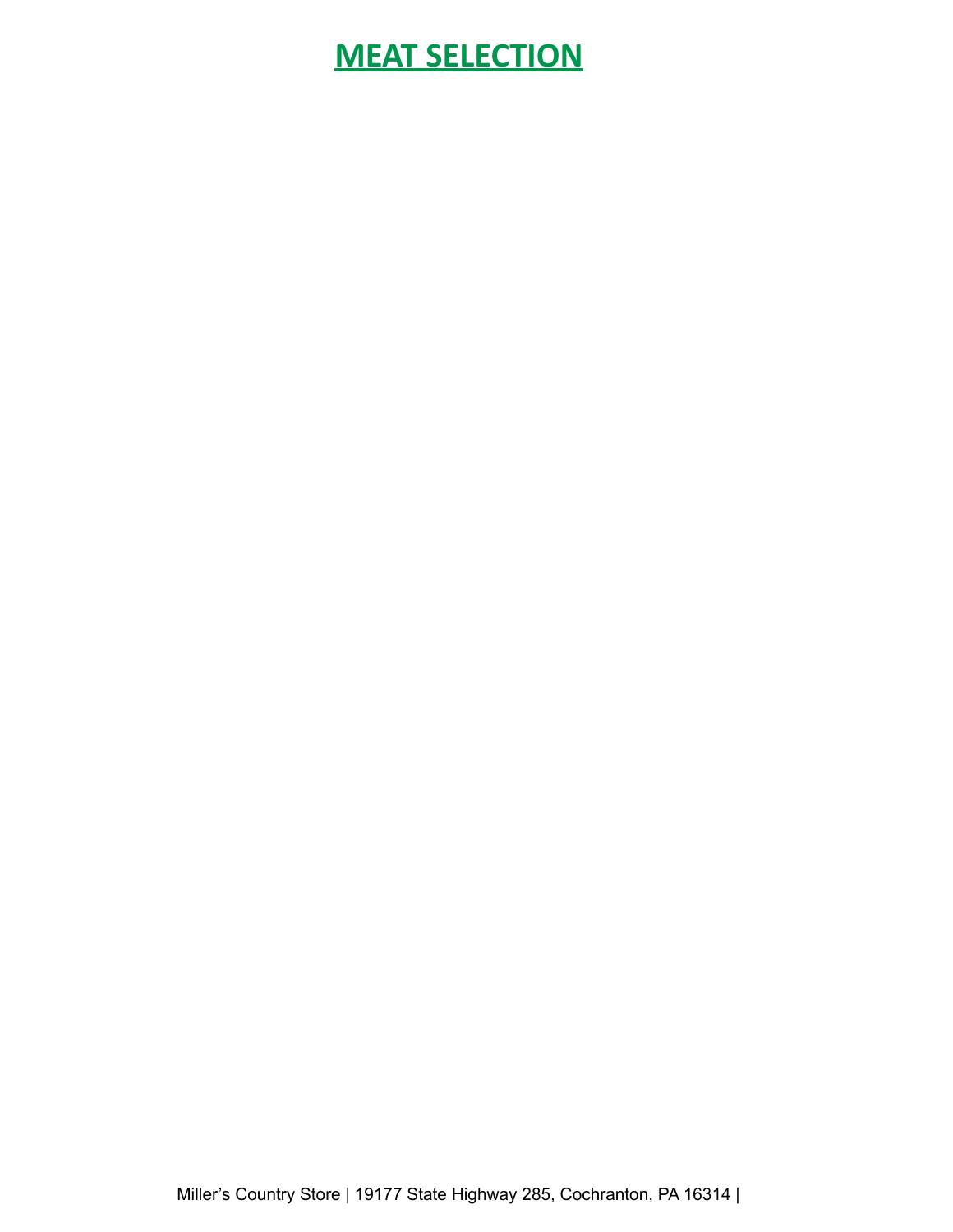# MEAT SELECTION

Miller’s Country Store | 19177 State Highway 285, Cochranton, PA 16314 |